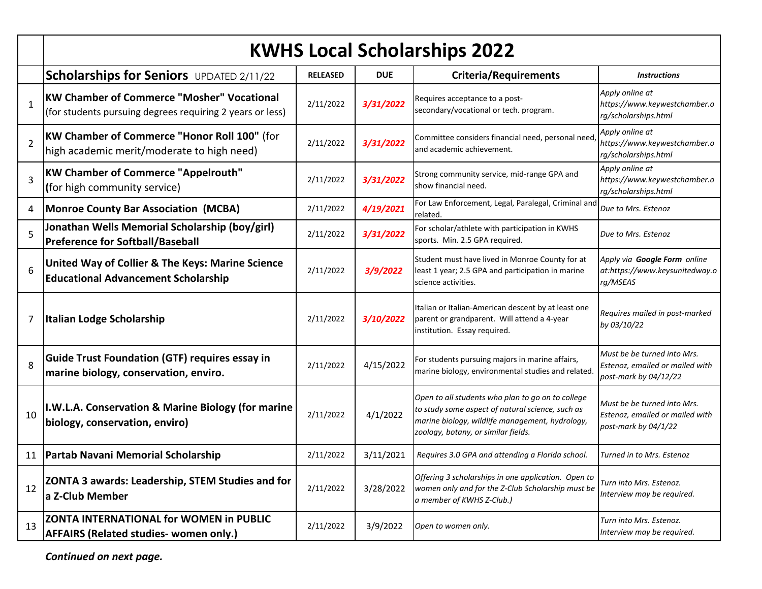# KWHS Local Scholarships 2022

| | Scholarships for Seniors UPDATED 2/11/22 | RELEASED | DUE | Criteria/Requirements | Instructions |
|---|---|---|---|---|---|
| 1 | **KW Chamber of Commerce "Mosher" Vocational** (for students pursuing degrees requiring 2 years or less) | 2/11/2022 | ***3/31/2022*** | Requires acceptance to a post-secondary/vocational or tech. program. | *Apply online at https://www.keywestchamber.org/scholarships.html* |
| 2 | **KW Chamber of Commerce "Honor Roll 100"** (for high academic merit/moderate to high need) | 2/11/2022 | ***3/31/2022*** | Committee considers financial need, personal need, and academic achievement. | *Apply online at https://www.keywestchamber.org/scholarships.html* |
| 3 | **KW Chamber of Commerce "Appelrouth"** **(**for high community service) | 2/11/2022 | ***3/31/2022*** | Strong community service, mid-range GPA and show financial need. | *Apply online at https://www.keywestchamber.org/scholarships.html* |
| 4 | **Monroe County Bar Association (MCBA)** | 2/11/2022 | ***4/19/2021*** | For Law Enforcement, Legal, Paralegal, Criminal and related. | *Due to Mrs. Estenoz* |
| 5 | **Jonathan Wells Memorial Scholarship (boy/girl) Preference for Softball/Baseball** | 2/11/2022 | ***3/31/2022*** | For scholar/athlete with participation in KWHS sports. Min. 2.5 GPA required. | *Due to Mrs. Estenoz* |
| 6 | **United Way of Collier & The Keys: Marine Science Educational Advancement Scholarship** | 2/11/2022 | ***3/9/2022*** | Student must have lived in Monroe County for at least 1 year; 2.5 GPA and participation in marine science activities. | *Apply via **Google Form** online at:https://www.keysunitedway.org/MSEAS* |
| 7 | **Italian Lodge Scholarship** | 2/11/2022 | ***3/10/2022*** | Italian or Italian-American descent by at least one parent or grandparent. Will attend a 4-year institution. Essay required. | *Requires mailed in post-marked by 03/10/22* |
| 8 | **Guide Trust Foundation (GTF) requires essay in marine biology, conservation, enviro.** | 2/11/2022 | 4/15/2022 | For students pursuing majors in marine affairs, marine biology, environmental studies and related. | *Must be be turned into Mrs. Estenoz, emailed or mailed with post-mark by 04/12/22* |
| 10 | **I.W.L.A. Conservation & Marine Biology (for marine biology, conservation, enviro)** | 2/11/2022 | 4/1/2022 | *Open to all students who plan to go on to college to study some aspect of natural science, such as marine biology, wildlife management, hydrology, zoology, botany, or similar fields.* | *Must be be turned into Mrs. Estenoz, emailed or mailed with post-mark by 04/1/22* |
| 11 | **Partab Navani Memorial Scholarship** | 2/11/2022 | 3/11/2021 | *Requires 3.0 GPA and attending a Florida school.* | *Turned in to Mrs. Estenoz* |
| 12 | **ZONTA 3 awards: Leadership, STEM Studies and for a Z-Club Member** | 2/11/2022 | 3/28/2022 | *Offering 3 scholarships in one application. Open to women only and for the Z-Club Scholarship must be a member of KWHS Z-Club.)* | *Turn into Mrs. Estenoz. Interview may be required.* |
| 13 | **ZONTA INTERNATIONAL for WOMEN in PUBLIC AFFAIRS (Related studies- women only.)** | 2/11/2022 | 3/9/2022 | *Open to women only.* | *Turn into Mrs. Estenoz. Interview may be required.* |

***Continued on next page.***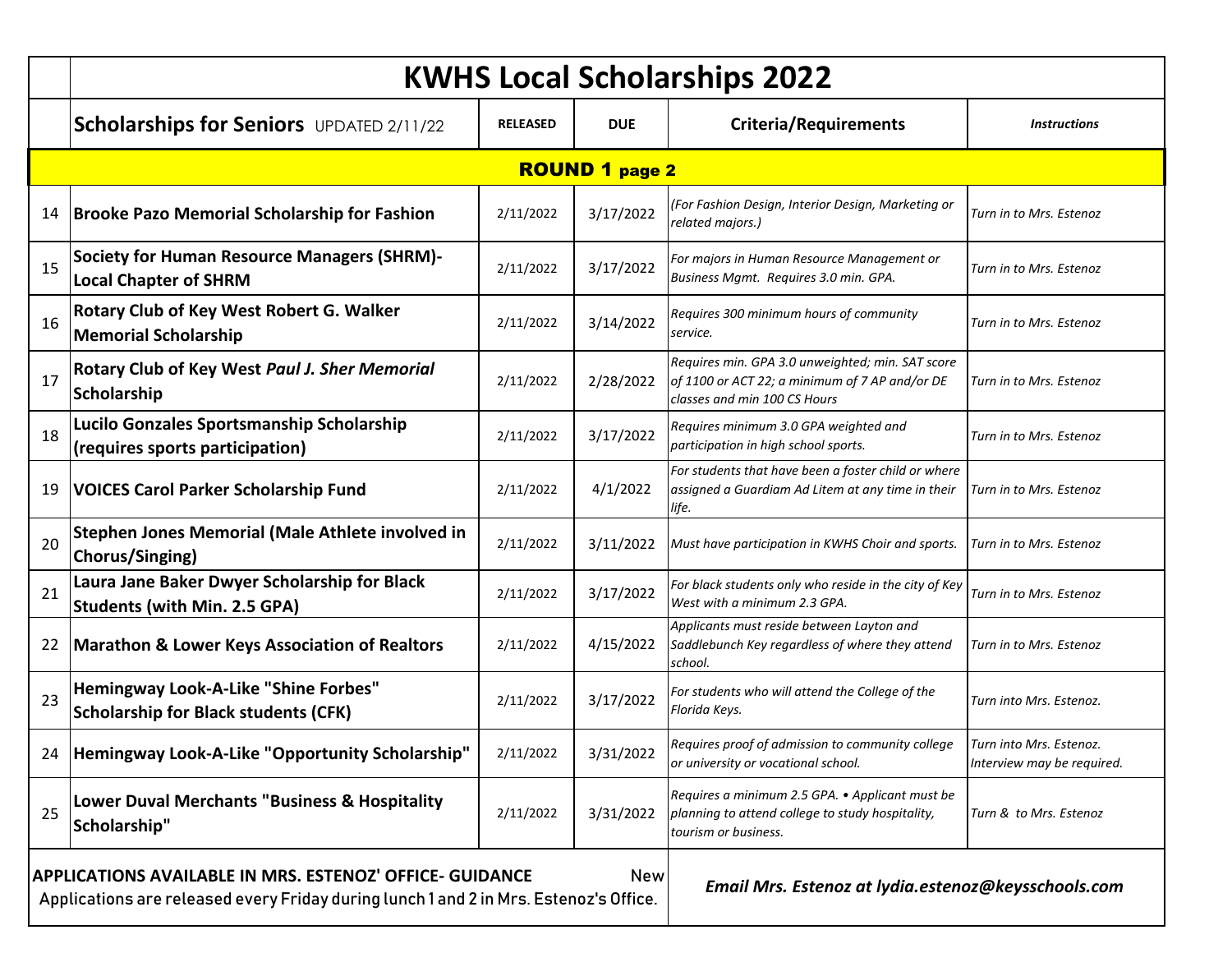# KWHS Local Scholarships 2022

| | Scholarships for Seniors UPDATED 2/11/22 | RELEASED | DUE | Criteria/Requirements | *Instructions* |
|---|---|---|---|---|---|
| | **ROUND 1 page 2** | | | | |
| 14 | **Brooke Pazo Memorial Scholarship for Fashion** | 2/11/2022 | 3/17/2022 | *(For Fashion Design, Interior Design, Marketing or related majors.)* | *Turn in to Mrs. Estenoz* |
| 15 | **Society for Human Resource Managers (SHRM)-Local Chapter of SHRM** | 2/11/2022 | 3/17/2022 | *For majors in Human Resource Management or Business Mgmt. Requires 3.0 min. GPA.* | *Turn in to Mrs. Estenoz* |
| 16 | **Rotary Club of Key West Robert G. Walker Memorial Scholarship** | 2/11/2022 | 3/14/2022 | *Requires 300 minimum hours of community service.* | *Turn in to Mrs. Estenoz* |
| 17 | **Rotary Club of Key West *Paul J. Sher Memorial* Scholarship** | 2/11/2022 | 2/28/2022 | *Requires min. GPA 3.0 unweighted; min. SAT score of 1100 or ACT 22; a minimum of 7 AP and/or DE classes and min 100 CS Hours* | *Turn in to Mrs. Estenoz* |
| 18 | **Lucilo Gonzales Sportsmanship Scholarship (requires sports participation)** | 2/11/2022 | 3/17/2022 | *Requires minimum 3.0 GPA weighted and participation in high school sports.* | *Turn in to Mrs. Estenoz* |
| 19 | **VOICES Carol Parker Scholarship Fund** | 2/11/2022 | 4/1/2022 | *For students that have been a foster child or where assigned a Guardiam Ad Litem at any time in their life.* | *Turn in to Mrs. Estenoz* |
| 20 | **Stephen Jones Memorial (Male Athlete involved in Chorus/Singing)** | 2/11/2022 | 3/11/2022 | *Must have participation in KWHS Choir and sports.* | *Turn in to Mrs. Estenoz* |
| 21 | **Laura Jane Baker Dwyer Scholarship for Black Students (with Min. 2.5 GPA)** | 2/11/2022 | 3/17/2022 | *For black students only who reside in the city of Key West with a minimum 2.3 GPA.* | *Turn in to Mrs. Estenoz* |
| 22 | **Marathon & Lower Keys Association of Realtors** | 2/11/2022 | 4/15/2022 | *Applicants must reside between Layton and Saddlebunch Key regardless of where they attend school.* | *Turn in to Mrs. Estenoz* |
| 23 | **Hemingway Look-A-Like "Shine Forbes" Scholarship for Black students (CFK)** | 2/11/2022 | 3/17/2022 | *For students who will attend the College of the Florida Keys.* | *Turn into Mrs. Estenoz.* |
| 24 | **Hemingway Look-A-Like "Opportunity Scholarship"** | 2/11/2022 | 3/31/2022 | *Requires proof of admission to community college or university or vocational school.* | *Turn into Mrs. Estenoz. Interview may be required.* |
| 25 | **Lower Duval Merchants "Business & Hospitality Scholarship"** | 2/11/2022 | 3/31/2022 | *Requires a minimum 2.5 GPA. • Applicant must be planning to attend college to study hospitality, tourism or business.* | *Turn & to Mrs. Estenoz* |

**APPLICATIONS AVAILABLE IN MRS. ESTENOZ' OFFICE- GUIDANCE** New
Applications are released every Friday during lunch 1 and 2 in Mrs. Estenoz's Office.

***Email Mrs. Estenoz at lydia.estenoz@keysschools.com***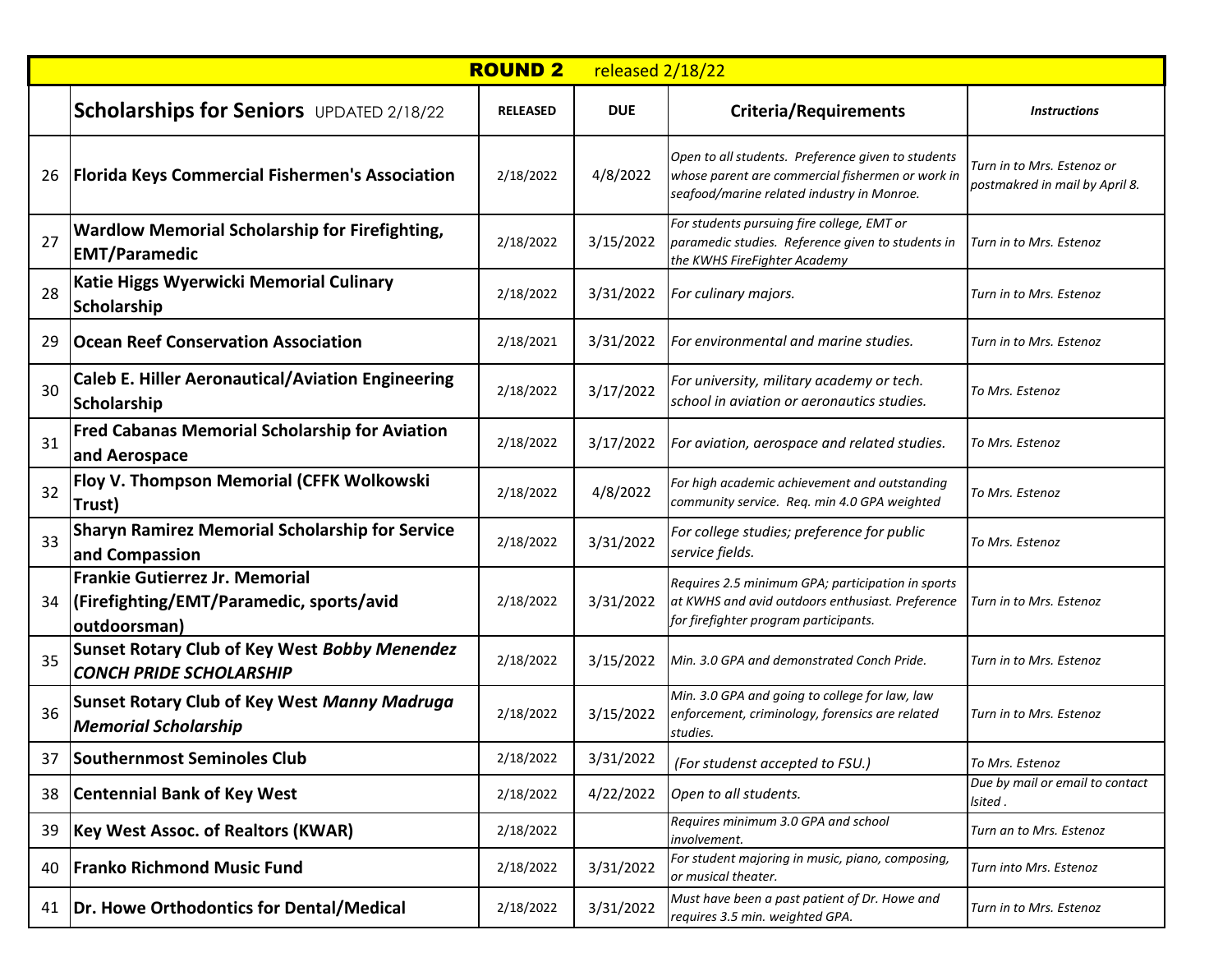| ROUND 2 released 2/18/22 | | | | | |
|---|---|---|---|---|---|
| | **Scholarships for Seniors** UPDATED 2/18/22 | **RELEASED** | **DUE** | **Criteria/Requirements** | ***Instructions*** |
| 26 | **Florida Keys Commercial Fishermen's Association** | 2/18/2022 | 4/8/2022 | *Open to all students. Preference given to students whose parent are commercial fishermen or work in seafood/marine related industry in Monroe.* | *Turn in to Mrs. Estenoz or postmakred in mail by April 8.* |
| 27 | **Wardlow Memorial Scholarship for Firefighting, EMT/Paramedic** | 2/18/2022 | 3/15/2022 | *For students pursuing fire college, EMT or paramedic studies. Reference given to students in the KWHS FireFighter Academy* | *Turn in to Mrs. Estenoz* |
| 28 | **Katie Higgs Wyerwicki Memorial Culinary Scholarship** | 2/18/2022 | 3/31/2022 | *For culinary majors.* | *Turn in to Mrs. Estenoz* |
| 29 | **Ocean Reef Conservation Association** | 2/18/2021 | 3/31/2022 | *For environmental and marine studies.* | *Turn in to Mrs. Estenoz* |
| 30 | **Caleb E. Hiller Aeronautical/Aviation Engineering Scholarship** | 2/18/2022 | 3/17/2022 | *For university, military academy or tech. school in aviation or aeronautics studies.* | *To Mrs. Estenoz* |
| 31 | **Fred Cabanas Memorial Scholarship for Aviation and Aerospace** | 2/18/2022 | 3/17/2022 | *For aviation, aerospace and related studies.* | *To Mrs. Estenoz* |
| 32 | **Floy V. Thompson Memorial (CFFK Wolkowski Trust)** | 2/18/2022 | 4/8/2022 | *For high academic achievement and outstanding community service. Req. min 4.0 GPA weighted* | *To Mrs. Estenoz* |
| 33 | **Sharyn Ramirez Memorial Scholarship for Service and Compassion** | 2/18/2022 | 3/31/2022 | *For college studies; preference for public service fields.* | *To Mrs. Estenoz* |
| 34 | **Frankie Gutierrez Jr. Memorial (Firefighting/EMT/Paramedic, sports/avid outdoorsman)** | 2/18/2022 | 3/31/2022 | *Requires 2.5 minimum GPA; participation in sports at KWHS and avid outdoors enthusiast. Preference for firefighter program participants.* | *Turn in to Mrs. Estenoz* |
| 35 | **Sunset Rotary Club of Key West *Bobby Menendez CONCH PRIDE SCHOLARSHIP*** | 2/18/2022 | 3/15/2022 | *Min. 3.0 GPA and demonstrated Conch Pride.* | *Turn in to Mrs. Estenoz* |
| 36 | **Sunset Rotary Club of Key West *Manny Madruga Memorial Scholarship*** | 2/18/2022 | 3/15/2022 | *Min. 3.0 GPA and going to college for law, law enforcement, criminology, forensics are related studies.* | *Turn in to Mrs. Estenoz* |
| 37 | **Southernmost Seminoles Club** | 2/18/2022 | 3/31/2022 | *(For studenst accepted to FSU.)* | *To Mrs. Estenoz* |
| 38 | **Centennial Bank of Key West** | 2/18/2022 | 4/22/2022 | *Open to all students.* | *Due by mail or email to contact lsited .* |
| 39 | **Key West Assoc. of Realtors (KWAR)** | 2/18/2022 | | *Requires minimum 3.0 GPA and school involvement.* | *Turn an to Mrs. Estenoz* |
| 40 | **Franko Richmond Music Fund** | 2/18/2022 | 3/31/2022 | *For student majoring in music, piano, composing, or musical theater.* | *Turn into Mrs. Estenoz* |
| 41 | **Dr. Howe Orthodontics for Dental/Medical** | 2/18/2022 | 3/31/2022 | *Must have been a past patient of Dr. Howe and requires 3.5 min. weighted GPA.* | *Turn in to Mrs. Estenoz* |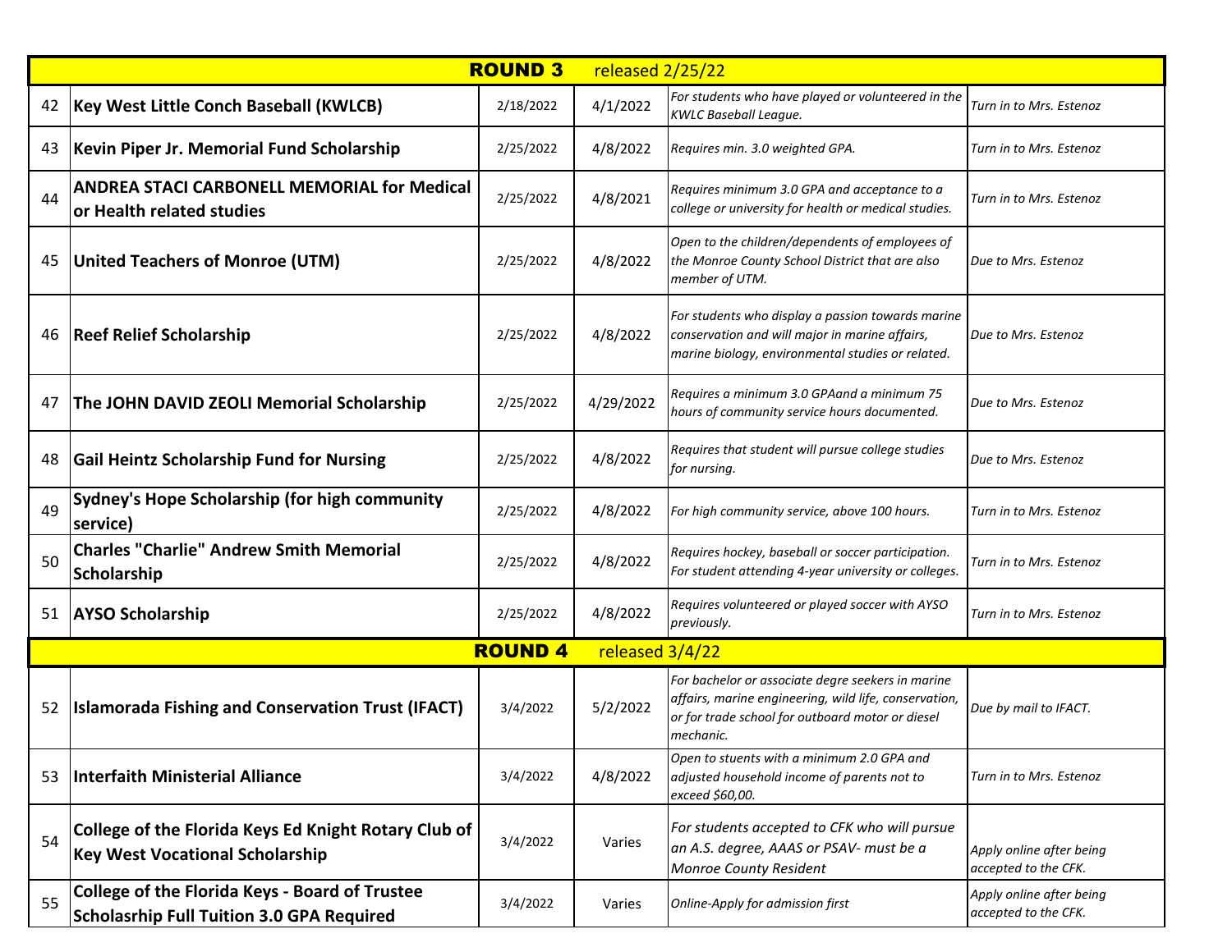| | | | | | |
|---|---|---|---|---|---|
| | **ROUND 3** released 2/25/22 | | | | |
| 42 | **Key West Little Conch Baseball (KWLCB)** | 2/18/2022 | 4/1/2022 | *For students who have played or volunteered in the KWLC Baseball League.* | *Turn in to Mrs. Estenoz* |
| 43 | **Kevin Piper Jr. Memorial Fund Scholarship** | 2/25/2022 | 4/8/2022 | *Requires min. 3.0 weighted GPA.* | *Turn in to Mrs. Estenoz* |
| 44 | **ANDREA STACI CARBONELL MEMORIAL for Medical or Health related studies** | 2/25/2022 | 4/8/2021 | *Requires minimum 3.0 GPA and acceptance to a college or university for health or medical studies.* | *Turn in to Mrs. Estenoz* |
| 45 | **United Teachers of Monroe (UTM)** | 2/25/2022 | 4/8/2022 | *Open to the children/dependents of employees of the Monroe County School District that are also member of UTM.* | *Due to Mrs. Estenoz* |
| 46 | **Reef Relief Scholarship** | 2/25/2022 | 4/8/2022 | *For students who display a passion towards marine conservation and will major in marine affairs, marine biology, environmental studies or related.* | *Due to Mrs. Estenoz* |
| 47 | **The JOHN DAVID ZEOLI Memorial Scholarship** | 2/25/2022 | 4/29/2022 | *Requires a minimum 3.0 GPAand a minimum 75 hours of community service hours documented.* | *Due to Mrs. Estenoz* |
| 48 | **Gail Heintz Scholarship Fund for Nursing** | 2/25/2022 | 4/8/2022 | *Requires that student will pursue college studies for nursing.* | *Due to Mrs. Estenoz* |
| 49 | **Sydney's Hope Scholarship (for high community service)** | 2/25/2022 | 4/8/2022 | *For high community service, above 100 hours.* | *Turn in to Mrs. Estenoz* |
| 50 | **Charles "Charlie" Andrew Smith Memorial Scholarship** | 2/25/2022 | 4/8/2022 | *Requires hockey, baseball or soccer participation. For student attending 4-year university or colleges.* | *Turn in to Mrs. Estenoz* |
| 51 | **AYSO Scholarship** | 2/25/2022 | 4/8/2022 | *Requires volunteered or played soccer with AYSO previously.* | *Turn in to Mrs. Estenoz* |
| | **ROUND 4** released 3/4/22 | | | | |
| 52 | **Islamorada Fishing and Conservation Trust (IFACT)** | 3/4/2022 | 5/2/2022 | *For bachelor or associate degre seekers in marine affairs, marine engineering, wild life, conservation, or for trade school for outboard motor or diesel mechanic.* | *Due by mail to IFACT.* |
| 53 | **Interfaith Ministerial Alliance** | 3/4/2022 | 4/8/2022 | *Open to stuents with a minimum 2.0 GPA and adjusted household income of parents not to exceed $60,00.* | *Turn in to Mrs. Estenoz* |
| 54 | **College of the Florida Keys Ed Knight Rotary Club of Key West Vocational Scholarship** | 3/4/2022 | Varies | *For students accepted to CFK who will pursue an A.S. degree, AAAS or PSAV- must be a Monroe County Resident* | *Apply online after being accepted to the CFK.* |
| 55 | **College of the Florida Keys - Board of Trustee Scholasrhip Full Tuition 3.0 GPA Required** | 3/4/2022 | Varies | *Online-Apply for admission first* | *Apply online after being accepted to the CFK.* |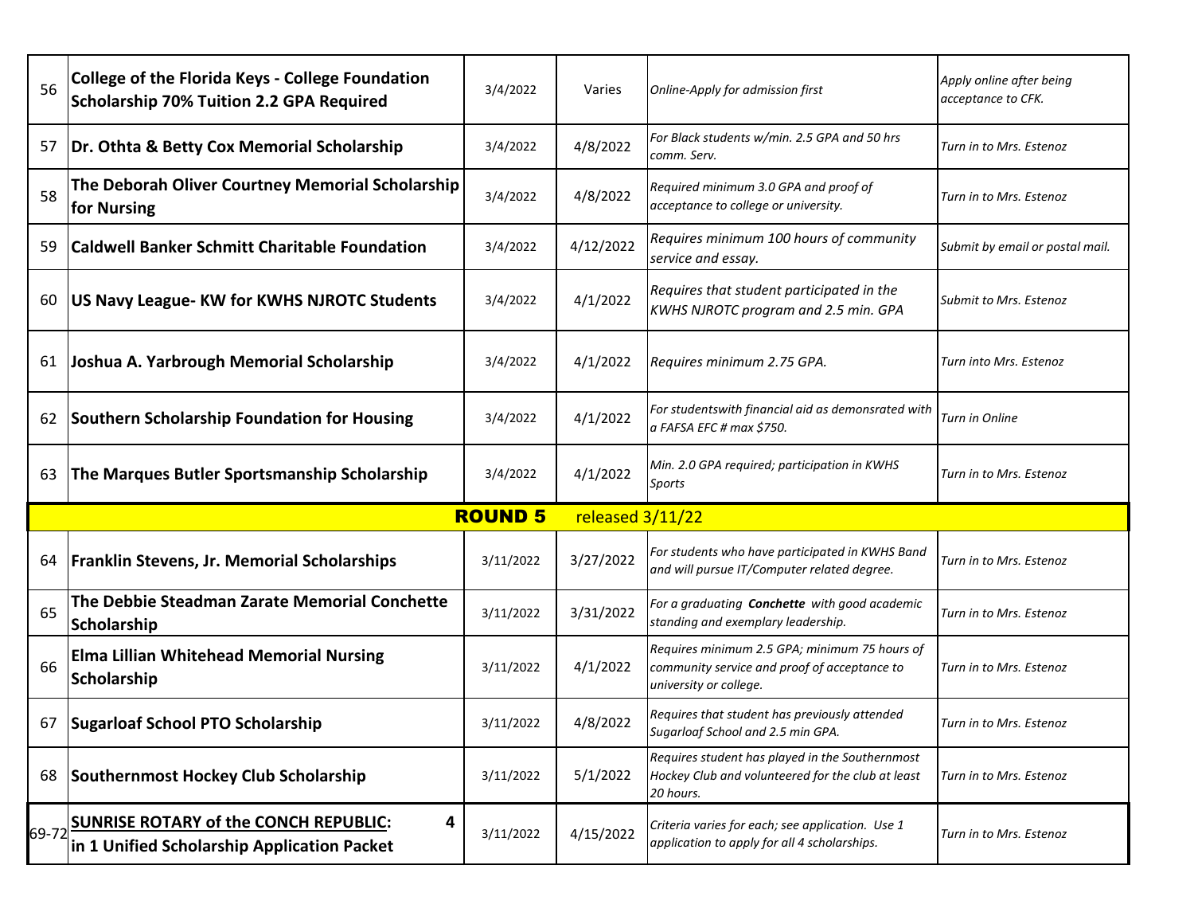| # | Scholarship | Release Date | Deadline | Requirements | How to Submit |
|---|---|---|---|---|---|
| 56 | **College of the Florida Keys - College Foundation Scholarship 70% Tuition 2.2 GPA Required** | 3/4/2022 | Varies | *Online-Apply for admission first* | *Apply online after being acceptance to CFK.* |
| 57 | **Dr. Othta & Betty Cox Memorial Scholarship** | 3/4/2022 | 4/8/2022 | *For Black students w/min. 2.5 GPA and 50 hrs comm. Serv.* | *Turn in to Mrs. Estenoz* |
| 58 | **The Deborah Oliver Courtney Memorial Scholarship for Nursing** | 3/4/2022 | 4/8/2022 | *Required minimum 3.0 GPA and proof of acceptance to college or university.* | *Turn in to Mrs. Estenoz* |
| 59 | **Caldwell Banker Schmitt Charitable Foundation** | 3/4/2022 | 4/12/2022 | *Requires minimum 100 hours of community service and essay.* | *Submit by email or postal mail.* |
| 60 | **US Navy League- KW for KWHS NJROTC Students** | 3/4/2022 | 4/1/2022 | *Requires that student participated in the KWHS NJROTC program and 2.5 min. GPA* | *Submit to Mrs. Estenoz* |
| 61 | **Joshua A. Yarbrough Memorial Scholarship** | 3/4/2022 | 4/1/2022 | *Requires minimum 2.75 GPA.* | *Turn into Mrs. Estenoz* |
| 62 | **Southern Scholarship Foundation for Housing** | 3/4/2022 | 4/1/2022 | *For studentswith financial aid as demonsrated with a FAFSA EFC # max $750.* | *Turn in Online* |
| 63 | **The Marques Butler Sportsmanship Scholarship** | 3/4/2022 | 4/1/2022 | *Min. 2.0 GPA required; participation in KWHS Sports* | *Turn in to Mrs. Estenoz* |
| | | **ROUND 5** | released 3/11/22 | | |
| 64 | **Franklin Stevens, Jr. Memorial Scholarships** | 3/11/2022 | 3/27/2022 | *For students who have participated in KWHS Band and will pursue IT/Computer related degree.* | *Turn in to Mrs. Estenoz* |
| 65 | **The Debbie Steadman Zarate Memorial Conchette Scholarship** | 3/11/2022 | 3/31/2022 | *For a graduating **Conchette** with good academic standing and exemplary leadership.* | *Turn in to Mrs. Estenoz* |
| 66 | **Elma Lillian Whitehead Memorial Nursing Scholarship** | 3/11/2022 | 4/1/2022 | *Requires minimum 2.5 GPA; minimum 75 hours of community service and proof of acceptance to university or college.* | *Turn in to Mrs. Estenoz* |
| 67 | **Sugarloaf School PTO Scholarship** | 3/11/2022 | 4/8/2022 | *Requires that student has previously attended Sugarloaf School and 2.5 min GPA.* | *Turn in to Mrs. Estenoz* |
| 68 | **Southernmost Hockey Club Scholarship** | 3/11/2022 | 5/1/2022 | *Requires student has played in the Southernmost Hockey Club and volunteered for the club at least 20 hours.* | *Turn in to Mrs. Estenoz* |
| 69-72 | **SUNRISE ROTARY of the CONCH REPUBLIC: 4 in 1 Unified Scholarship Application Packet** | 3/11/2022 | 4/15/2022 | *Criteria varies for each; see application. Use 1 application to apply for all 4 scholarships.* | *Turn in to Mrs. Estenoz* |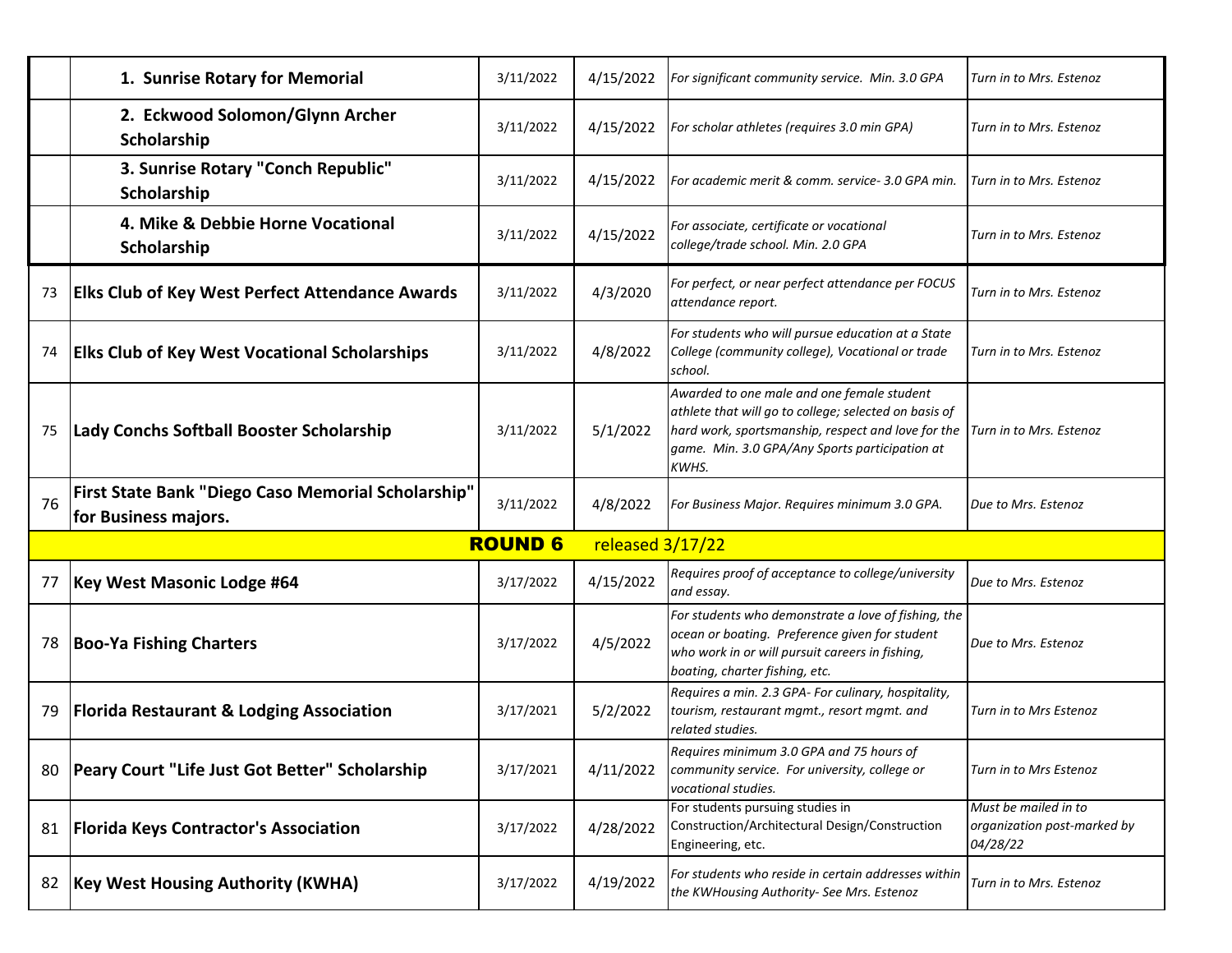| | | | | | |
|---|---|---|---|---|---|
| | **1. Sunrise Rotary for Memorial** | 3/11/2022 | 4/15/2022 | *For significant community service. Min. 3.0 GPA* | *Turn in to Mrs. Estenoz* |
| | **2. Eckwood Solomon/Glynn Archer Scholarship** | 3/11/2022 | 4/15/2022 | *For scholar athletes (requires 3.0 min GPA)* | *Turn in to Mrs. Estenoz* |
| | **3. Sunrise Rotary "Conch Republic" Scholarship** | 3/11/2022 | 4/15/2022 | *For academic merit & comm. service- 3.0 GPA min.* | *Turn in to Mrs. Estenoz* |
| | **4. Mike & Debbie Horne Vocational Scholarship** | 3/11/2022 | 4/15/2022 | *For associate, certificate or vocational college/trade school. Min. 2.0 GPA* | *Turn in to Mrs. Estenoz* |
| 73 | **Elks Club of Key West Perfect Attendance Awards** | 3/11/2022 | 4/3/2020 | *For perfect, or near perfect attendance per FOCUS attendance report.* | *Turn in to Mrs. Estenoz* |
| 74 | **Elks Club of Key West Vocational Scholarships** | 3/11/2022 | 4/8/2022 | *For students who will pursue education at a State College (community college), Vocational or trade school.* | *Turn in to Mrs. Estenoz* |
| 75 | **Lady Conchs Softball Booster Scholarship** | 3/11/2022 | 5/1/2022 | *Awarded to one male and one female student athlete that will go to college; selected on basis of hard work, sportsmanship, respect and love for the game. Min. 3.0 GPA/Any Sports participation at KWHS.* | *Turn in to Mrs. Estenoz* |
| 76 | **First State Bank "Diego Caso Memorial Scholarship" for Business majors.** | 3/11/2022 | 4/8/2022 | *For Business Major. Requires minimum 3.0 GPA.* | *Due to Mrs. Estenoz* |
| | | **ROUND 6** | released 3/17/22 | | |
| 77 | **Key West Masonic Lodge #64** | 3/17/2022 | 4/15/2022 | *Requires proof of acceptance to college/university and essay.* | *Due to Mrs. Estenoz* |
| 78 | **Boo-Ya Fishing Charters** | 3/17/2022 | 4/5/2022 | *For students who demonstrate a love of fishing, the ocean or boating. Preference given for student who work in or will pursuit careers in fishing, boating, charter fishing, etc.* | *Due to Mrs. Estenoz* |
| 79 | **Florida Restaurant & Lodging Association** | 3/17/2021 | 5/2/2022 | *Requires a min. 2.3 GPA- For culinary, hospitality, tourism, restaurant mgmt., resort mgmt. and related studies.* | *Turn in to Mrs Estenoz* |
| 80 | **Peary Court "Life Just Got Better" Scholarship** | 3/17/2021 | 4/11/2022 | *Requires minimum 3.0 GPA and 75 hours of community service. For university, college or vocational studies.* | *Turn in to Mrs Estenoz* |
| 81 | **Florida Keys Contractor's Association** | 3/17/2022 | 4/28/2022 | For students pursuing studies in Construction/Architectural Design/Construction Engineering, etc. | *Must be mailed in to organization post-marked by 04/28/22* |
| 82 | **Key West Housing Authority (KWHA)** | 3/17/2022 | 4/19/2022 | *For students who reside in certain addresses within the KWHousing Authority- See Mrs. Estenoz* | *Turn in to Mrs. Estenoz* |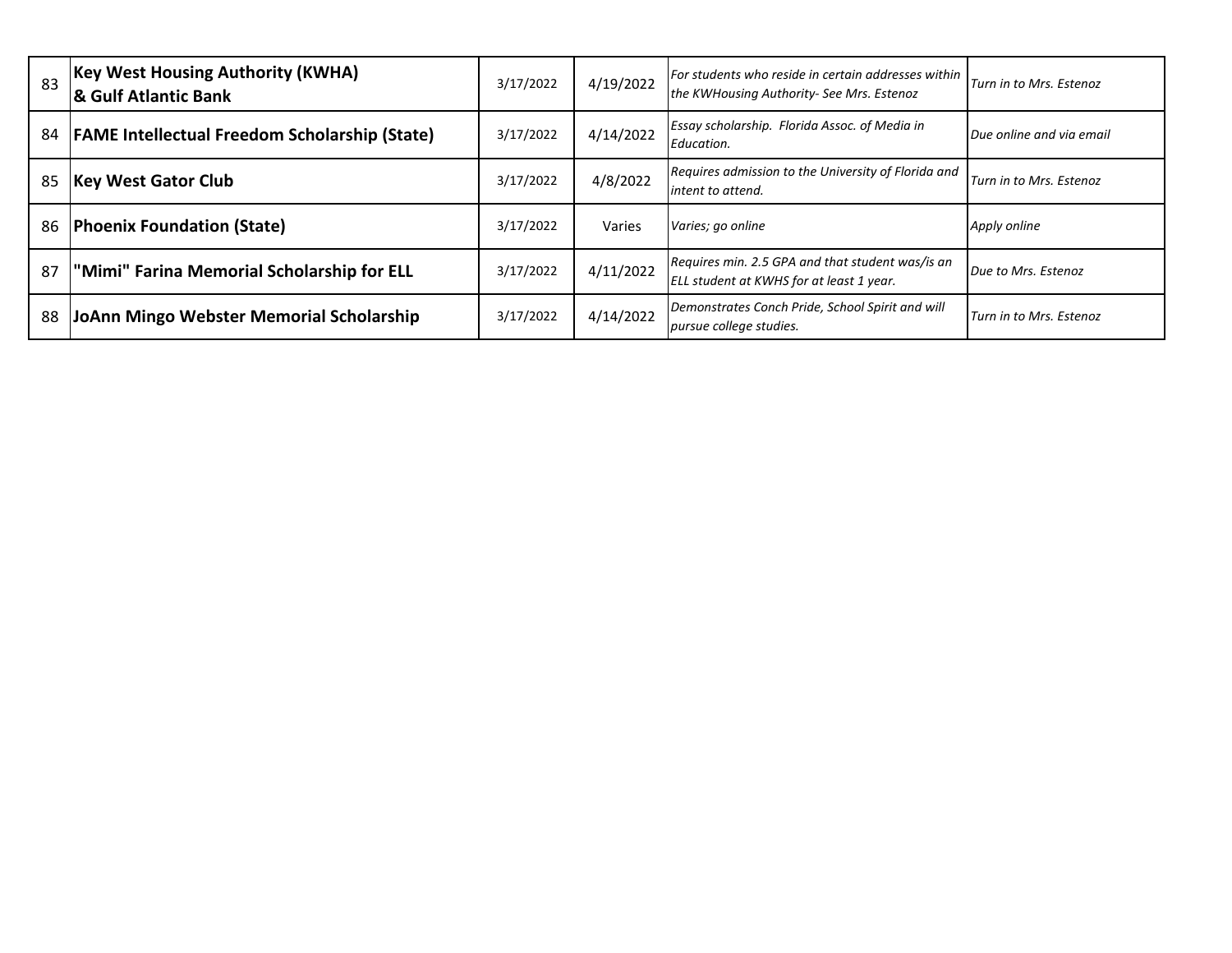| | | | | | |
|---|---|---|---|---|---|
| 83 | **Key West Housing Authority (KWHA) & Gulf Atlantic Bank** | 3/17/2022 | 4/19/2022 | *For students who reside in certain addresses within the KWHousing Authority- See Mrs. Estenoz* | *Turn in to Mrs. Estenoz* |
| 84 | **FAME Intellectual Freedom Scholarship (State)** | 3/17/2022 | 4/14/2022 | *Essay scholarship. Florida Assoc. of Media in Education.* | *Due online and via email* |
| 85 | **Key West Gator Club** | 3/17/2022 | 4/8/2022 | *Requires admission to the University of Florida and intent to attend.* | *Turn in to Mrs. Estenoz* |
| 86 | **Phoenix Foundation (State)** | 3/17/2022 | Varies | *Varies; go online* | *Apply online* |
| 87 | **"Mimi" Farina Memorial Scholarship for ELL** | 3/17/2022 | 4/11/2022 | *Requires min. 2.5 GPA and that student was/is an ELL student at KWHS for at least 1 year.* | *Due to Mrs. Estenoz* |
| 88 | **JoAnn Mingo Webster Memorial Scholarship** | 3/17/2022 | 4/14/2022 | *Demonstrates Conch Pride, School Spirit and will pursue college studies.* | *Turn in to Mrs. Estenoz* |